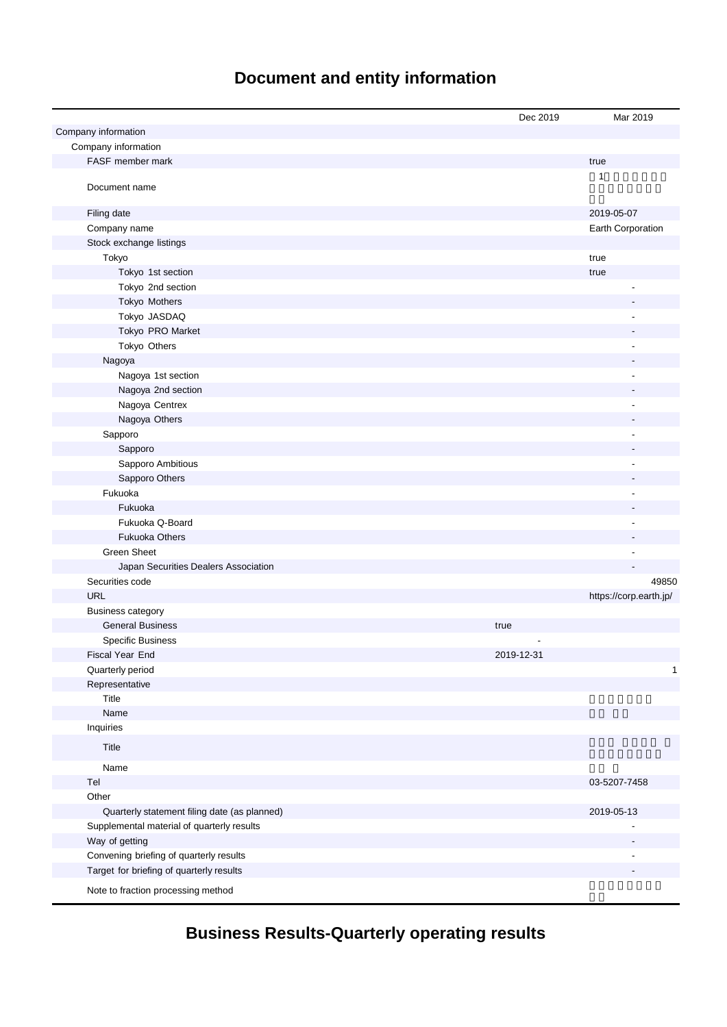# Document and entity information

| | Dec 2019 | Mar 2019 |
|---|---|---|
| Company information | | |
| Company information | | |
| FASF member mark | | true |
| Document name | | 1 |
| Filing date | | 2019-05-07 |
| Company name | | Earth Corporation |
| Stock exchange listings | | |
| Tokyo | | true |
| Tokyo 1st section | | true |
| Tokyo 2nd section | | - |
| Tokyo Mothers | | - |
| Tokyo JASDAQ | | - |
| Tokyo PRO Market | | - |
| Tokyo Others | | - |
| Nagoya | | - |
| Nagoya 1st section | | - |
| Nagoya 2nd section | | - |
| Nagoya Centrex | | - |
| Nagoya Others | | - |
| Sapporo | | - |
| Sapporo | | - |
| Sapporo Ambitious | | - |
| Sapporo Others | | - |
| Fukuoka | | - |
| Fukuoka | | - |
| Fukuoka Q-Board | | - |
| Fukuoka Others | | - |
| Green Sheet | | - |
| Japan Securities Dealers Association | | - |
| Securities code | | 49850 |
| URL | | https://corp.earth.jp/ |
| Business category | | |
| General Business | true | |
| Specific Business | - | |
| Fiscal Year End | 2019-12-31 | |
| Quarterly period | | 1 |
| Representative | | |
| Title | | |
| Name | | |
| Inquiries | | |
| Title | | |
| Name | | |
| Tel | | 03-5207-7458 |
| Other | | |
| Quarterly statement filing date (as planned) | | 2019-05-13 |
| Supplemental material of quarterly results | | - |
| Way of getting | | - |
| Convening briefing of quarterly results | | - |
| Target for briefing of quarterly results | | - |
| Note to fraction processing method | | |

# Business Results-Quarterly operating results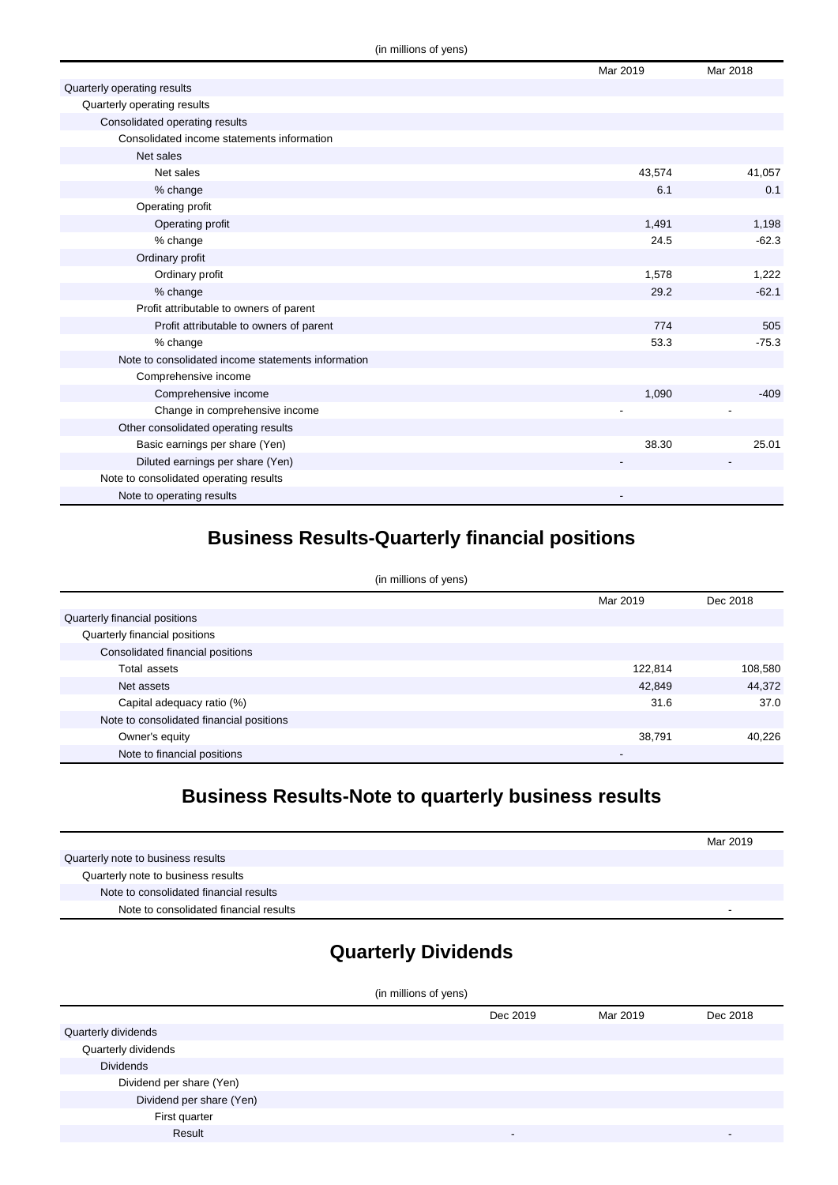(in millions of yens)

| | Mar 2019 | Mar 2018 |
|---|---|---|
| Quarterly operating results | | |
| Quarterly operating results | | |
| Consolidated operating results | | |
| Consolidated income statements information | | |
| Net sales | | |
| Net sales | 43,574 | 41,057 |
| % change | 6.1 | 0.1 |
| Operating profit | | |
| Operating profit | 1,491 | 1,198 |
| % change | 24.5 | -62.3 |
| Ordinary profit | | |
| Ordinary profit | 1,578 | 1,222 |
| % change | 29.2 | -62.1 |
| Profit attributable to owners of parent | | |
| Profit attributable to owners of parent | 774 | 505 |
| % change | 53.3 | -75.3 |
| Note to consolidated income statements information | | |
| Comprehensive income | | |
| Comprehensive income | 1,090 | -409 |
| Change in comprehensive income | - | - |
| Other consolidated operating results | | |
| Basic earnings per share (Yen) | 38.30 | 25.01 |
| Diluted earnings per share (Yen) | - | - |
| Note to consolidated operating results | | |
| Note to operating results | - | |

## Business Results-Quarterly financial positions

(in millions of yens)

| | Mar 2019 | Dec 2018 |
|---|---|---|
| Quarterly financial positions | | |
| Quarterly financial positions | | |
| Consolidated financial positions | | |
| Total assets | 122,814 | 108,580 |
| Net assets | 42,849 | 44,372 |
| Capital adequacy ratio (%) | 31.6 | 37.0 |
| Note to consolidated financial positions | | |
| Owner's equity | 38,791 | 40,226 |
| Note to financial positions | - | |

## Business Results-Note to quarterly business results

| | Mar 2019 |
|---|---|
| Quarterly note to business results | |
| Quarterly note to business results | |
| Note to consolidated financial results | |
| Note to consolidated financial results | - |

## Quarterly Dividends

(in millions of yens)

| | Dec 2019 | Mar 2019 | Dec 2018 |
|---|---|---|---|
| Quarterly dividends | | | |
| Quarterly dividends | | | |
| Dividends | | | |
| Dividend per share (Yen) | | | |
| Dividend per share (Yen) | | | |
| First quarter | | | |
| Result | - | | - |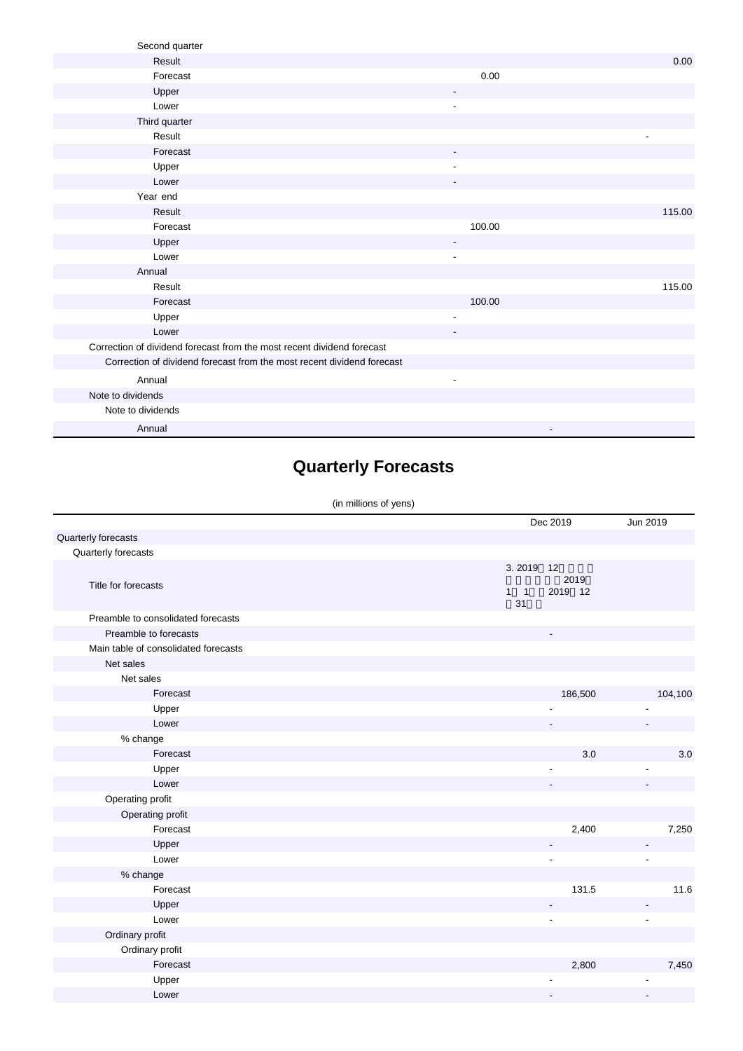| | | |
|---|---|---|
| Second quarter | | |
| Result | | 0.00 |
| Forecast | 0.00 | |
| Upper | - | |
| Lower | - | |
| Third quarter | | |
| Result | | - |
| Forecast | - | |
| Upper | - | |
| Lower | - | |
| Year end | | |
| Result | | 115.00 |
| Forecast | 100.00 | |
| Upper | - | |
| Lower | - | |
| Annual | | |
| Result | | 115.00 |
| Forecast | 100.00 | |
| Upper | - | |
| Lower | - | |
| Correction of dividend forecast from the most recent dividend forecast | | |
| Correction of dividend forecast from the most recent dividend forecast | | |
| Annual | - | |
| Note to dividends | | |
| Note to dividends | | |
| Annual | - | |

# Quarterly Forecasts

(in millions of yens)

| | Dec 2019 | Jun 2019 |
|---|---|---|
| Quarterly forecasts | | |
| Quarterly forecasts | | |
| Title for forecasts | 3. 2019 12 2019 1 1 2019 12 31 | |
| Preamble to consolidated forecasts | | |
| Preamble to forecasts | - | |
| Main table of consolidated forecasts | | |
| Net sales | | |
| Net sales | | |
| Forecast | 186,500 | 104,100 |
| Upper | - | - |
| Lower | - | - |
| % change | | |
| Forecast | 3.0 | 3.0 |
| Upper | - | - |
| Lower | - | - |
| Operating profit | | |
| Operating profit | | |
| Forecast | 2,400 | 7,250 |
| Upper | - | - |
| Lower | - | - |
| % change | | |
| Forecast | 131.5 | 11.6 |
| Upper | - | - |
| Lower | - | - |
| Ordinary profit | | |
| Ordinary profit | | |
| Forecast | 2,800 | 7,450 |
| Upper | - | - |
| Lower | - | - |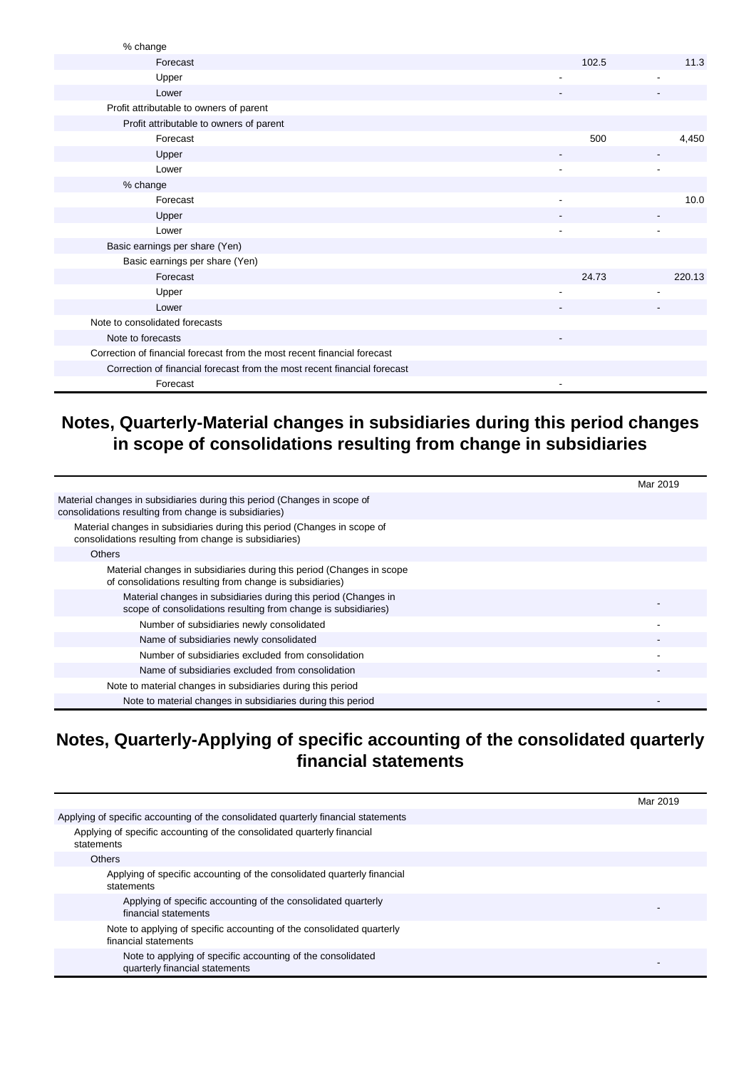| | | |
|---|---|---|
| % change | | |
| Forecast | 102.5 | 11.3 |
| Upper | - | - |
| Lower | - | - |
| Profit attributable to owners of parent | | |
| Profit attributable to owners of parent | | |
| Forecast | 500 | 4,450 |
| Upper | - | - |
| Lower | - | - |
| % change | | |
| Forecast | - | 10.0 |
| Upper | - | - |
| Lower | - | - |
| Basic earnings per share (Yen) | | |
| Basic earnings per share (Yen) | | |
| Forecast | 24.73 | 220.13 |
| Upper | - | - |
| Lower | - | - |
| Note to consolidated forecasts | | |
| Note to forecasts | - | |
| Correction of financial forecast from the most recent financial forecast | | |
| Correction of financial forecast from the most recent financial forecast | | |
| Forecast | - | |

## Notes, Quarterly-Material changes in subsidiaries during this period changes in scope of consolidations resulting from change in subsidiaries

| | Mar 2019 |
|---|---|
| Material changes in subsidiaries during this period (Changes in scope of consolidations resulting from change is subsidiaries) | |
| Material changes in subsidiaries during this period (Changes in scope of consolidations resulting from change is subsidiaries) | |
| Others | |
| Material changes in subsidiaries during this period (Changes in scope of consolidations resulting from change is subsidiaries) | |
| Material changes in subsidiaries during this period (Changes in scope of consolidations resulting from change is subsidiaries) | - |
| Number of subsidiaries newly consolidated | - |
| Name of subsidiaries newly consolidated | - |
| Number of subsidiaries excluded from consolidation | - |
| Name of subsidiaries excluded from consolidation | - |
| Note to material changes in subsidiaries during this period | |
| Note to material changes in subsidiaries during this period | - |

## Notes, Quarterly-Applying of specific accounting of the consolidated quarterly financial statements

| | Mar 2019 |
|---|---|
| Applying of specific accounting of the consolidated quarterly financial statements | |
| Applying of specific accounting of the consolidated quarterly financial statements | |
| Others | |
| Applying of specific accounting of the consolidated quarterly financial statements | |
| Applying of specific accounting of the consolidated quarterly financial statements | - |
| Note to applying of specific accounting of the consolidated quarterly financial statements | |
| Note to applying of specific accounting of the consolidated quarterly financial statements | - |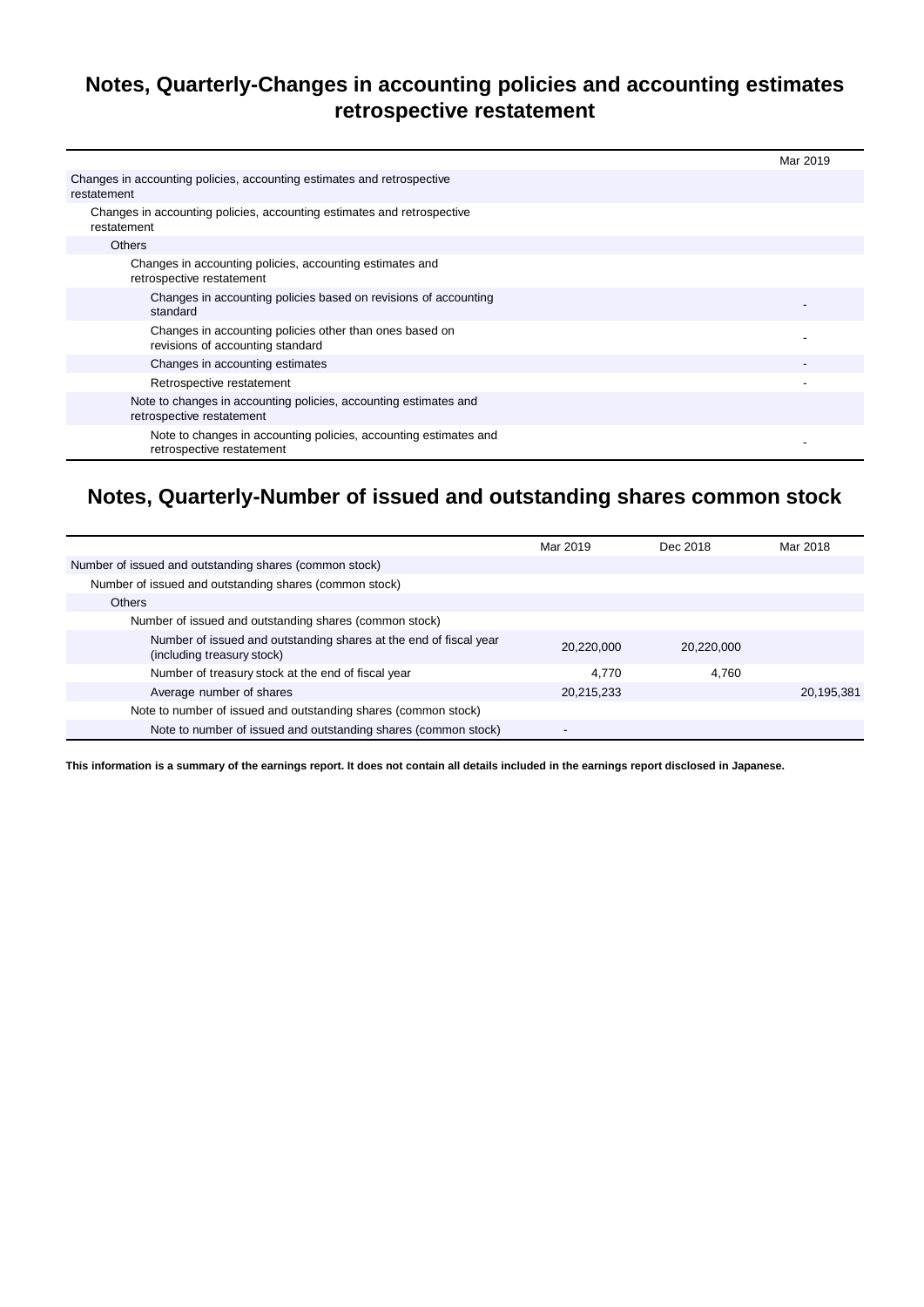## Notes, Quarterly-Changes in accounting policies and accounting estimates retrospective restatement

| | Mar 2019 |
|---|---|
| Changes in accounting policies, accounting estimates and retrospective restatement | |
| Changes in accounting policies, accounting estimates and retrospective restatement | |
| Others | |
| Changes in accounting policies, accounting estimates and retrospective restatement | |
| Changes in accounting policies based on revisions of accounting standard | - |
| Changes in accounting policies other than ones based on revisions of accounting standard | - |
| Changes in accounting estimates | - |
| Retrospective restatement | - |
| Note to changes in accounting policies, accounting estimates and retrospective restatement | |
| Note to changes in accounting policies, accounting estimates and retrospective restatement | - |

## Notes, Quarterly-Number of issued and outstanding shares common stock

| | Mar 2019 | Dec 2018 | Mar 2018 |
|---|---|---|---|
| Number of issued and outstanding shares (common stock) | | | |
| Number of issued and outstanding shares (common stock) | | | |
| Others | | | |
| Number of issued and outstanding shares (common stock) | | | |
| Number of issued and outstanding shares at the end of fiscal year (including treasury stock) | 20,220,000 | 20,220,000 | |
| Number of treasury stock at the end of fiscal year | 4,770 | 4,760 | |
| Average number of shares | 20,215,233 | | 20,195,381 |
| Note to number of issued and outstanding shares (common stock) | | | |
| Note to number of issued and outstanding shares (common stock) | - | | |

**This information is a summary of the earnings report. It does not contain all details included in the earnings report disclosed in Japanese.**